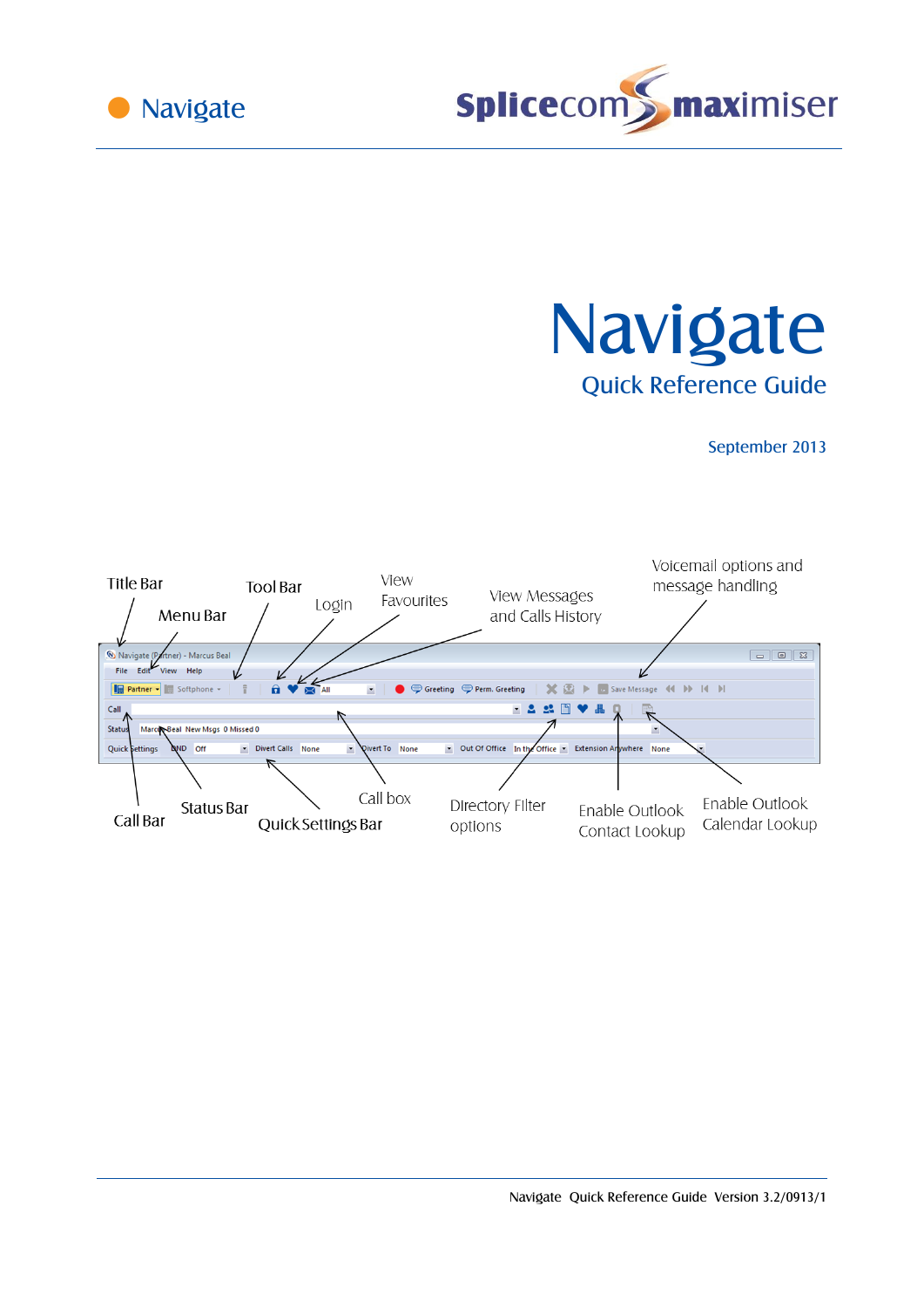Navigate

Splicecom maximiser

# Navigate

## Quick Reference Guide

September 2013

Title Bar

Menu Bar

Tool Bar

Login

View Favourites

View Messages and Calls History

Voicemail options and message handling

Call Bar

Status Bar

Quick Settings Bar

Call box

Directory Filter options

Enable Outlook Contact Lookup

Enable Outlook Calendar Lookup

Navigate Quick Reference Guide Version 3.2/0913/1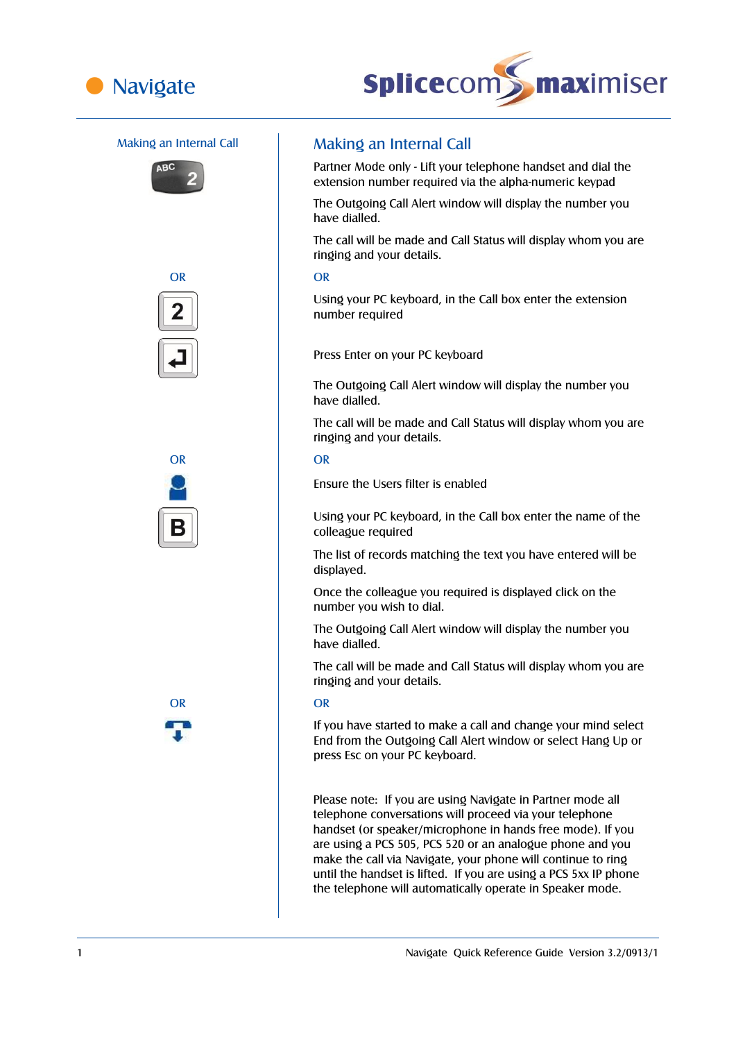## Making an Internal Call

Partner Mode only - Lift your telephone handset and dial the extension number required via the alpha-numeric keypad

The Outgoing Call Alert window will display the number you have dialled.

The call will be made and Call Status will display whom you are ringing and your details.

OR

Using your PC keyboard, in the Call box enter the extension number required

Press Enter on your PC keyboard

The Outgoing Call Alert window will display the number you have dialled.

The call will be made and Call Status will display whom you are ringing and your details.

OR

Ensure the Users filter is enabled

Using your PC keyboard, in the Call box enter the name of the colleague required

The list of records matching the text you have entered will be displayed.

Once the colleague you required is displayed click on the number you wish to dial.

The Outgoing Call Alert window will display the number you have dialled.

The call will be made and Call Status will display whom you are ringing and your details.

OR

If you have started to make a call and change your mind select End from the Outgoing Call Alert window or select Hang Up or press Esc on your PC keyboard.

Please note: If you are using Navigate in Partner mode all telephone conversations will proceed via your telephone handset (or speaker/microphone in hands free mode). If you are using a PCS 505, PCS 520 or an analogue phone and you make the call via Navigate, your phone will continue to ring until the handset is lifted. If you are using a PCS 5xx IP phone the telephone will automatically operate in Speaker mode.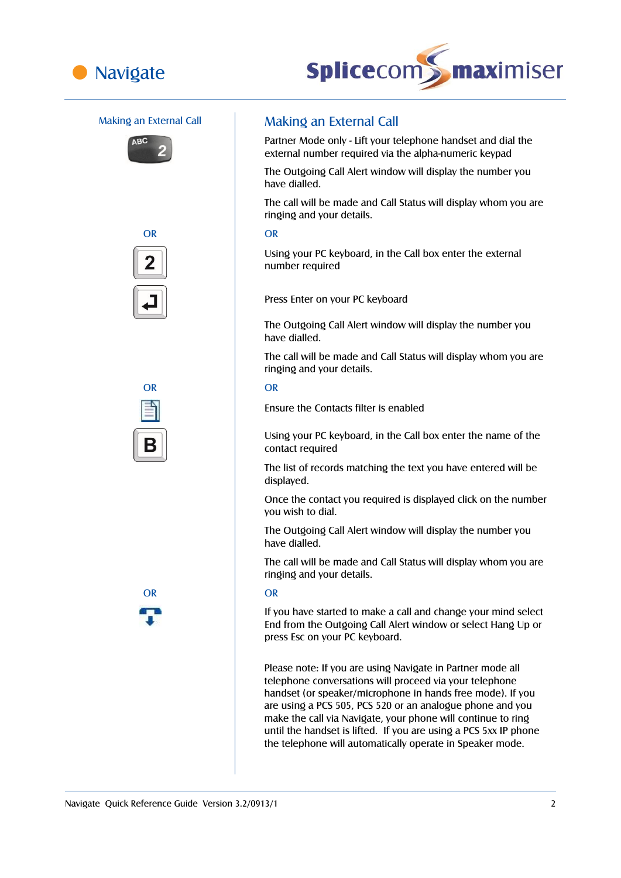## Making an External Call

Partner Mode only - Lift your telephone handset and dial the external number required via the alpha-numeric keypad

The Outgoing Call Alert window will display the number you have dialled.

The call will be made and Call Status will display whom you are ringing and your details.

OR

Using your PC keyboard, in the Call box enter the external number required

Press Enter on your PC keyboard

The Outgoing Call Alert window will display the number you have dialled.

The call will be made and Call Status will display whom you are ringing and your details.

OR

Ensure the Contacts filter is enabled

Using your PC keyboard, in the Call box enter the name of the contact required

The list of records matching the text you have entered will be displayed.

Once the contact you required is displayed click on the number you wish to dial.

The Outgoing Call Alert window will display the number you have dialled.

The call will be made and Call Status will display whom you are ringing and your details.

OR

If you have started to make a call and change your mind select End from the Outgoing Call Alert window or select Hang Up or press Esc on your PC keyboard.

Please note: If you are using Navigate in Partner mode all telephone conversations will proceed via your telephone handset (or speaker/microphone in hands free mode). If you are using a PCS 505, PCS 520 or an analogue phone and you make the call via Navigate, your phone will continue to ring until the handset is lifted. If you are using a PCS 5xx IP phone the telephone will automatically operate in Speaker mode.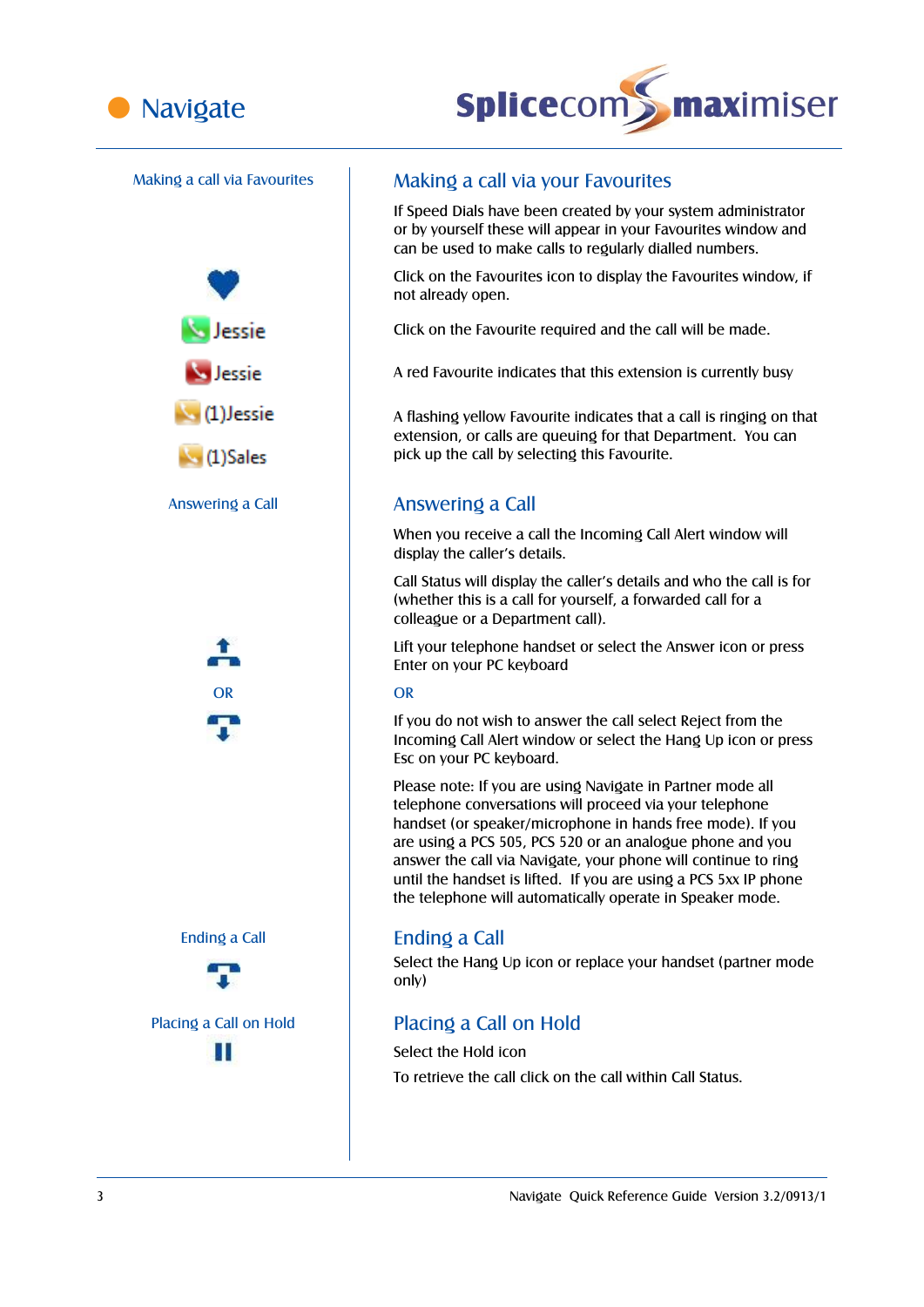# Navigate

## Making a call via your Favourites

If Speed Dials have been created by your system administrator or by yourself these will appear in your Favourites window and can be used to make calls to regularly dialled numbers.

Click on the Favourites icon to display the Favourites window, if not already open.

Jessie

Click on the Favourite required and the call will be made.

Jessie

A red Favourite indicates that this extension is currently busy

(1)Jessie

(1)Sales

A flashing yellow Favourite indicates that a call is ringing on that extension, or calls are queuing for that Department. You can pick up the call by selecting this Favourite.

## Answering a Call

When you receive a call the Incoming Call Alert window will display the caller's details.

Call Status will display the caller's details and who the call is for (whether this is a call for yourself, a forwarded call for a colleague or a Department call).

Lift your telephone handset or select the Answer icon or press Enter on your PC keyboard

OR

If you do not wish to answer the call select Reject from the Incoming Call Alert window or select the Hang Up icon or press Esc on your PC keyboard.

Please note: If you are using Navigate in Partner mode all telephone conversations will proceed via your telephone handset (or speaker/microphone in hands free mode). If you are using a PCS 505, PCS 520 or an analogue phone and you answer the call via Navigate, your phone will continue to ring until the handset is lifted. If you are using a PCS 5xx IP phone the telephone will automatically operate in Speaker mode.

## Ending a Call

Select the Hang Up icon or replace your handset (partner mode only)

## Placing a Call on Hold

Select the Hold icon

To retrieve the call click on the call within Call Status.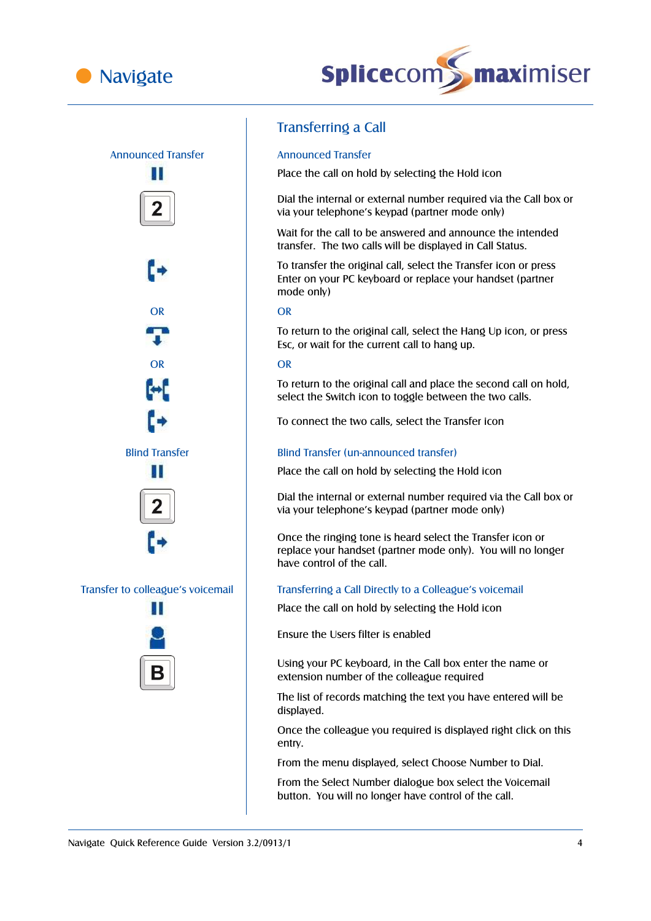## Transferring a Call

### Announced Transfer

Place the call on hold by selecting the Hold icon

Dial the internal or external number required via the Call box or via your telephone's keypad (partner mode only)

Wait for the call to be answered and announce the intended transfer. The two calls will be displayed in Call Status.

To transfer the original call, select the Transfer icon or press Enter on your PC keyboard or replace your handset (partner mode only)

OR

To return to the original call, select the Hang Up icon, or press Esc, or wait for the current call to hang up.

OR

To return to the original call and place the second call on hold, select the Switch icon to toggle between the two calls.

To connect the two calls, select the Transfer icon

### Blind Transfer (un-announced transfer)

Place the call on hold by selecting the Hold icon

Dial the internal or external number required via the Call box or via your telephone's keypad (partner mode only)

Once the ringing tone is heard select the Transfer icon or replace your handset (partner mode only). You will no longer have control of the call.

### Transferring a Call Directly to a Colleague's voicemail

Place the call on hold by selecting the Hold icon

Ensure the Users filter is enabled

Using your PC keyboard, in the Call box enter the name or extension number of the colleague required

The list of records matching the text you have entered will be displayed.

Once the colleague you required is displayed right click on this entry.

From the menu displayed, select Choose Number to Dial.

From the Select Number dialogue box select the Voicemail button. You will no longer have control of the call.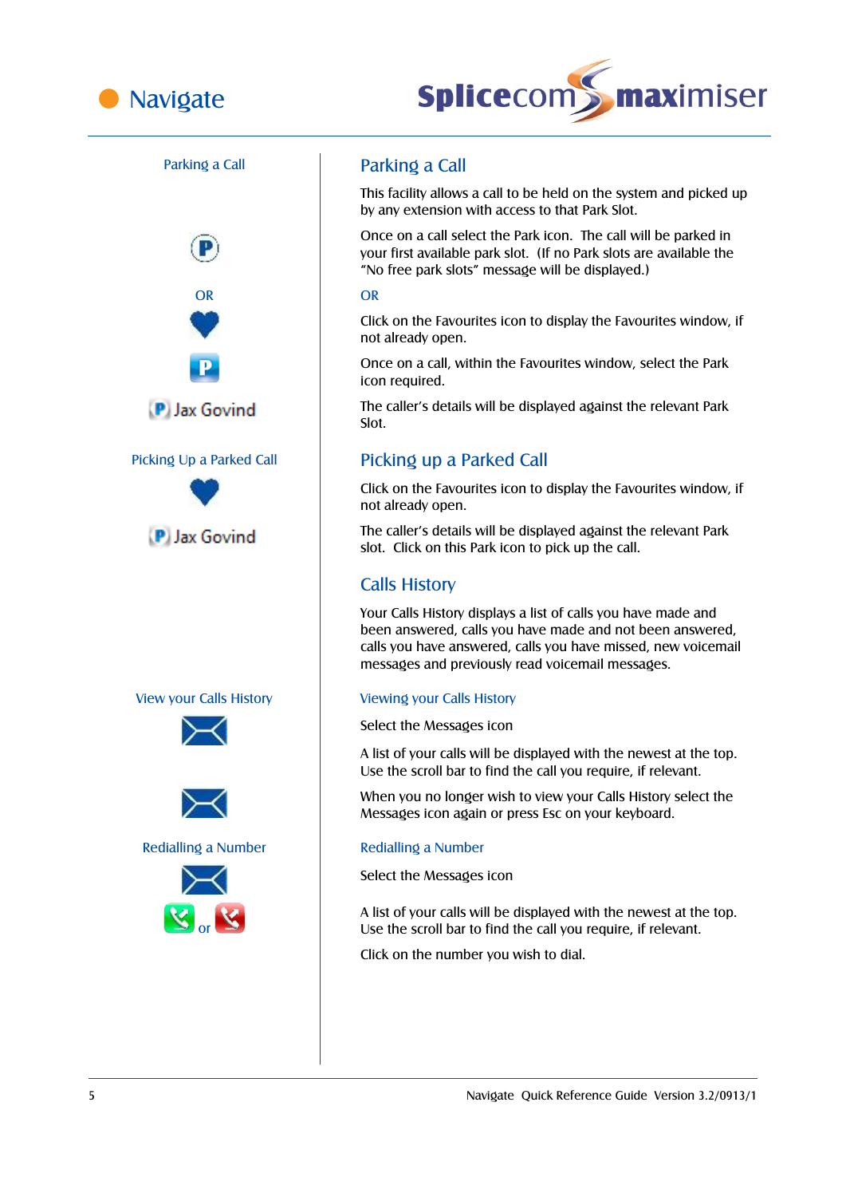## Parking a Call

This facility allows a call to be held on the system and picked up by any extension with access to that Park Slot.

Once on a call select the Park icon. The call will be parked in your first available park slot. (If no Park slots are available the "No free park slots" message will be displayed.)

OR

Click on the Favourites icon to display the Favourites window, if not already open.

Once on a call, within the Favourites window, select the Park icon required.

The caller's details will be displayed against the relevant Park Slot.

## Picking up a Parked Call

Click on the Favourites icon to display the Favourites window, if not already open.

The caller's details will be displayed against the relevant Park slot. Click on this Park icon to pick up the call.

## Calls History

Your Calls History displays a list of calls you have made and been answered, calls you have made and not been answered, calls you have answered, calls you have missed, new voicemail messages and previously read voicemail messages.

### Viewing your Calls History

Select the Messages icon

A list of your calls will be displayed with the newest at the top. Use the scroll bar to find the call you require, if relevant.

When you no longer wish to view your Calls History select the Messages icon again or press Esc on your keyboard.

### Redialling a Number

Select the Messages icon

A list of your calls will be displayed with the newest at the top. Use the scroll bar to find the call you require, if relevant.

Click on the number you wish to dial.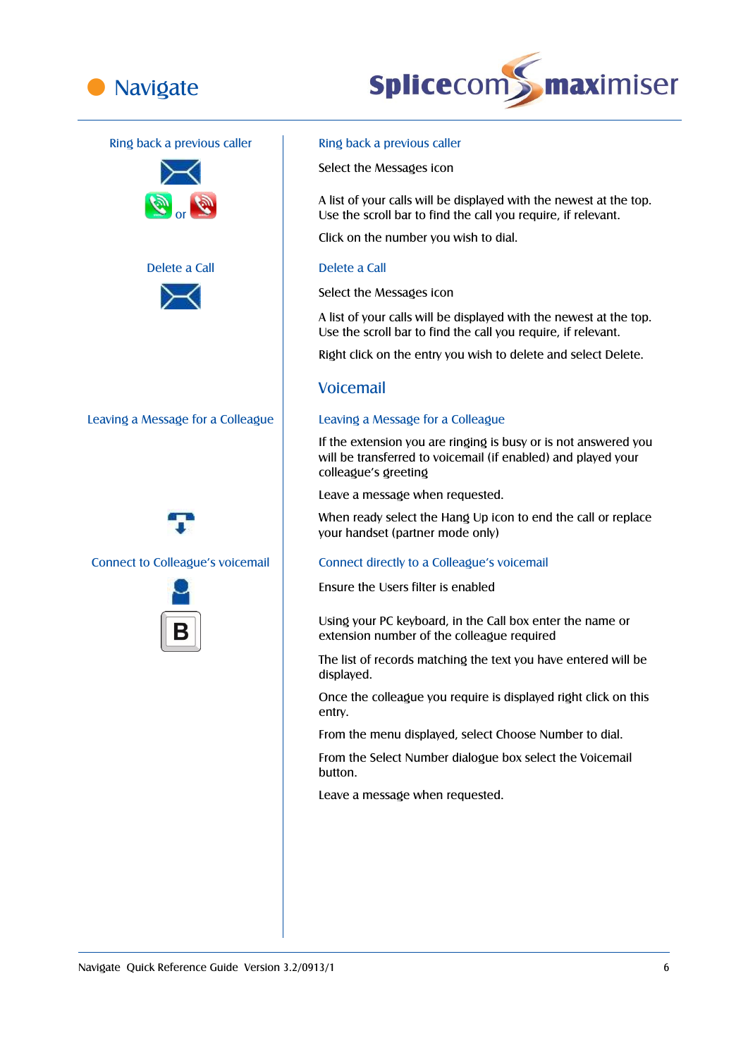Ring back a previous caller

or

Delete a Call

Leaving a Message for a Colleague

Connect to Colleague's voicemail

B

### Ring back a previous caller

Select the Messages icon

A list of your calls will be displayed with the newest at the top. Use the scroll bar to find the call you require, if relevant.

Click on the number you wish to dial.

### Delete a Call

Select the Messages icon

A list of your calls will be displayed with the newest at the top. Use the scroll bar to find the call you require, if relevant.

Right click on the entry you wish to delete and select Delete.

## Voicemail

### Leaving a Message for a Colleague

If the extension you are ringing is busy or is not answered you will be transferred to voicemail (if enabled) and played your colleague's greeting

Leave a message when requested.

When ready select the Hang Up icon to end the call or replace your handset (partner mode only)

### Connect directly to a Colleague's voicemail

Ensure the Users filter is enabled

Using your PC keyboard, in the Call box enter the name or extension number of the colleague required

The list of records matching the text you have entered will be displayed.

Once the colleague you require is displayed right click on this entry.

From the menu displayed, select Choose Number to dial.

From the Select Number dialogue box select the Voicemail button.

Leave a message when requested.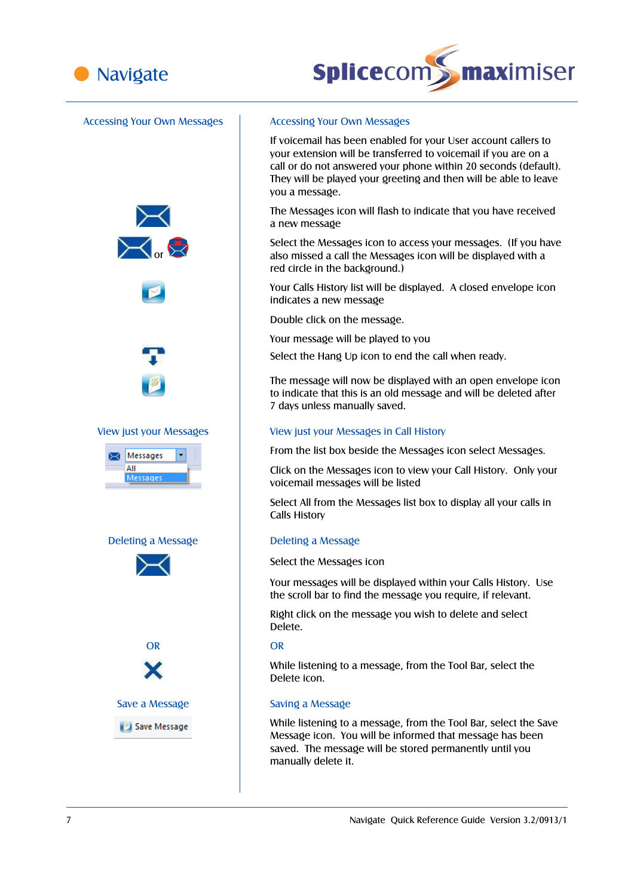# Accessing Your Own Messages

If voicemail has been enabled for your User account callers to your extension will be transferred to voicemail if you are on a call or do not answered your phone within 20 seconds (default). They will be played your greeting and then will be able to leave you a message.

The Messages icon will flash to indicate that you have received a new message

Select the Messages icon to access your messages. (If you have also missed a call the Messages icon will be displayed with a red circle in the background.)

Your Calls History list will be displayed. A closed envelope icon indicates a new message

Double click on the message.

Your message will be played to you

Select the Hang Up icon to end the call when ready.

The message will now be displayed with an open envelope icon to indicate that this is an old message and will be deleted after 7 days unless manually saved.

## View just your Messages in Call History

From the list box beside the Messages icon select Messages.

Click on the Messages icon to view your Call History. Only your voicemail messages will be listed

Select All from the Messages list box to display all your calls in Calls History

## Deleting a Message

Select the Messages icon

Your messages will be displayed within your Calls History. Use the scroll bar to find the message you require, if relevant.

Right click on the message you wish to delete and select Delete.

OR

While listening to a message, from the Tool Bar, select the Delete icon.

## Saving a Message

While listening to a message, from the Tool Bar, select the Save Message icon. You will be informed that message has been saved. The message will be stored permanently until you manually delete it.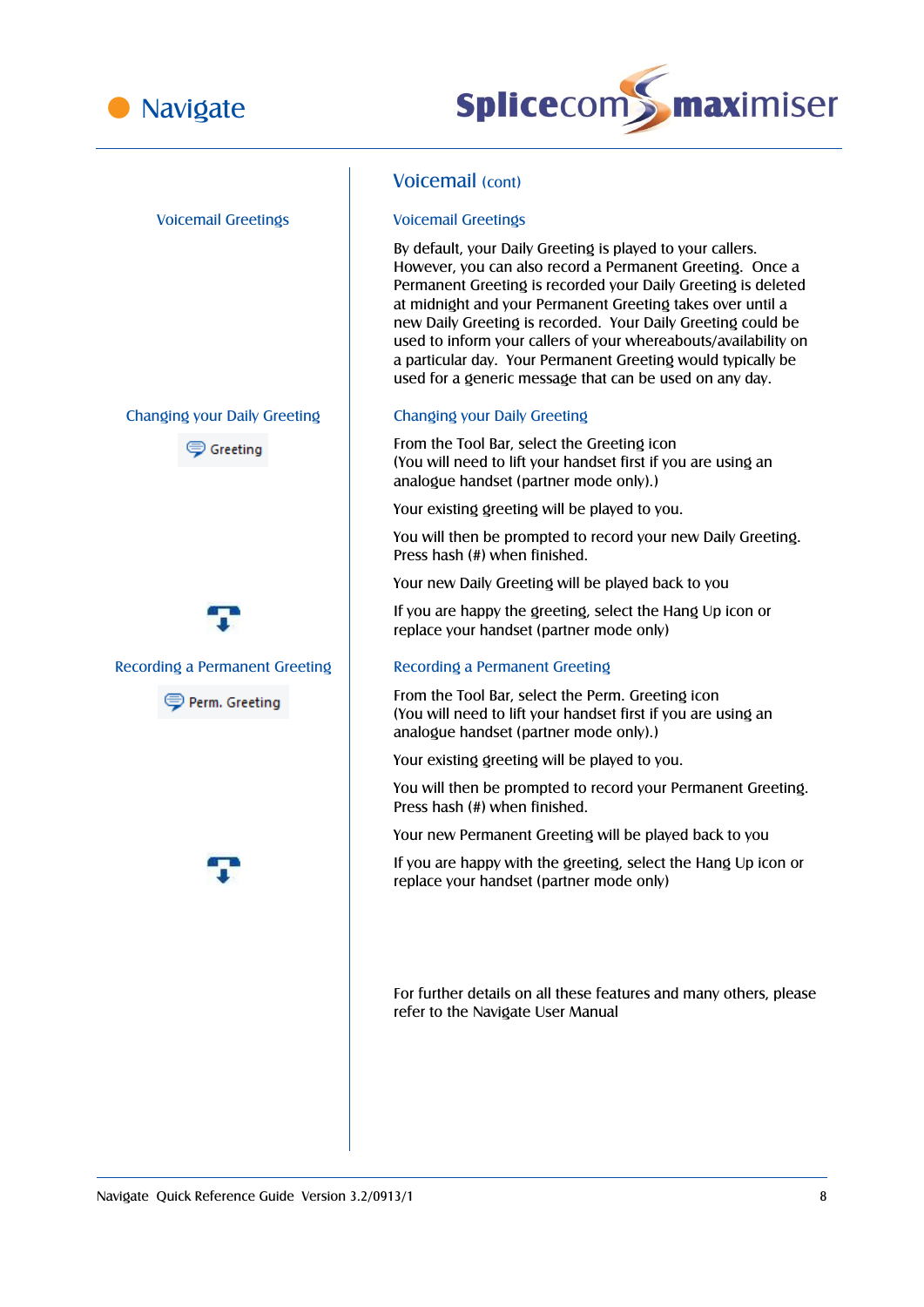## Voicemail (cont)

### Voicemail Greetings

By default, your Daily Greeting is played to your callers. However, you can also record a Permanent Greeting. Once a Permanent Greeting is recorded your Daily Greeting is deleted at midnight and your Permanent Greeting takes over until a new Daily Greeting is recorded. Your Daily Greeting could be used to inform your callers of your whereabouts/availability on a particular day. Your Permanent Greeting would typically be used for a generic message that can be used on any day.

### Changing your Daily Greeting

Greeting

From the Tool Bar, select the Greeting icon
(You will need to lift your handset first if you are using an analogue handset (partner mode only).)

Your existing greeting will be played to you.

You will then be prompted to record your new Daily Greeting. Press hash (#) when finished.

Your new Daily Greeting will be played back to you

If you are happy the greeting, select the Hang Up icon or replace your handset (partner mode only)

### Recording a Permanent Greeting

Perm. Greeting

From the Tool Bar, select the Perm. Greeting icon
(You will need to lift your handset first if you are using an analogue handset (partner mode only).)

Your existing greeting will be played to you.

You will then be prompted to record your Permanent Greeting. Press hash (#) when finished.

Your new Permanent Greeting will be played back to you

If you are happy with the greeting, select the Hang Up icon or replace your handset (partner mode only)

For further details on all these features and many others, please refer to the Navigate User Manual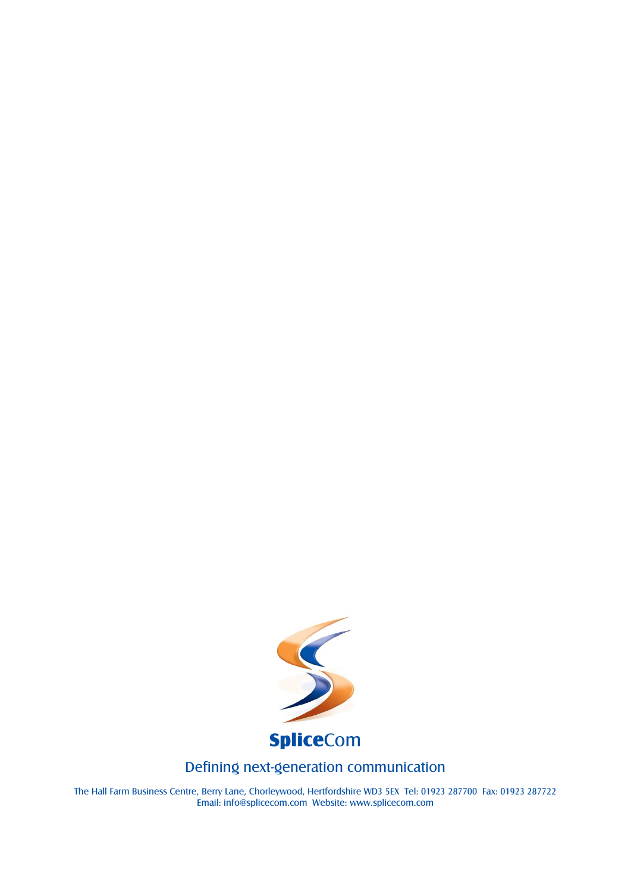SpliceCom

Defining next-generation communication

The Hall Farm Business Centre, Berry Lane, Chorleywood, Hertfordshire WD3 5EX Tel: 01923 287700 Fax: 01923 287722
Email: info@splicecom.com Website: www.splicecom.com